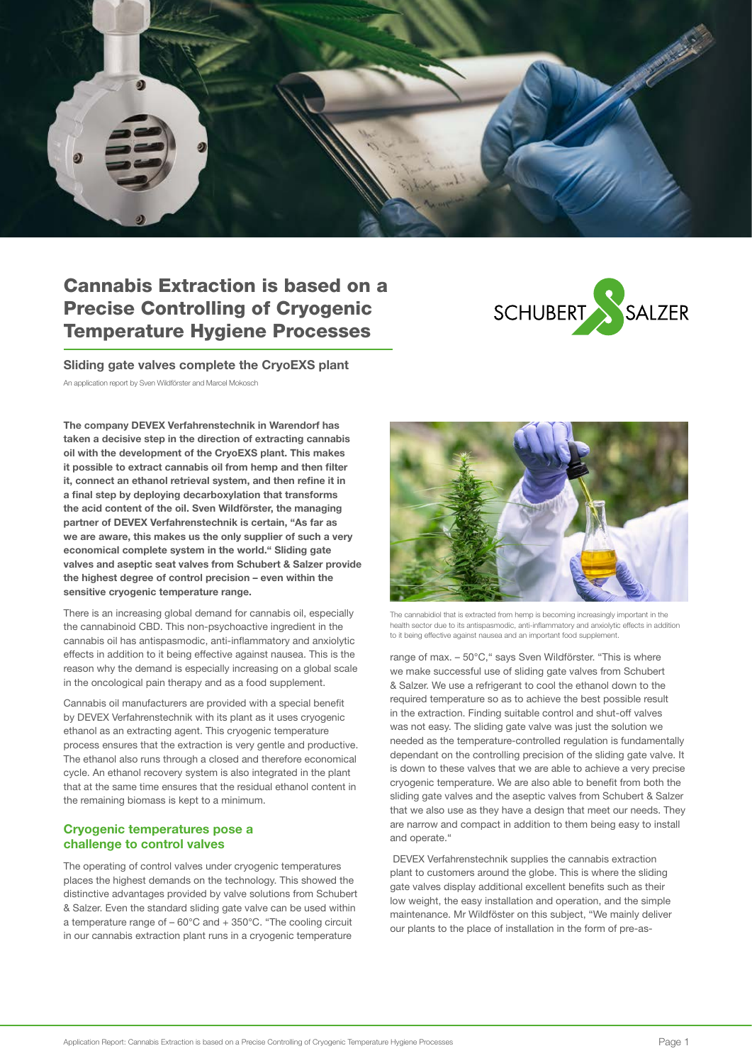# Cannabis Extraction is based on a Precise Controlling of Cryogenic Temperature Hygiene Processes

SCHUBERT SALZER

## Sliding gate valves complete the CryoEXS plant

An application report by Sven Wildförster and Marcel Mokosch

**The company DEVEX Verfahrenstechnik in Warendorf has taken a decisive step in the direction of extracting cannabis oil with the development of the CryoEXS plant. This makes it possible to extract cannabis oil from hemp and then filter it, connect an ethanol retrieval system, and then refine it in a final step by deploying decarboxylation that transforms the acid content of the oil. Sven Wildförster, the managing partner of DEVEX Verfahrenstechnik is certain, "As far as we are aware, this makes us the only supplier of such a very economical complete system in the world." Sliding gate valves and aseptic seat valves from Schubert & Salzer provide the highest degree of control precision – even within the sensitive cryogenic temperature range.**

There is an increasing global demand for cannabis oil, especially the cannabinoid CBD. This non-psychoactive ingredient in the cannabis oil has antispasmodic, anti-inflammatory and anxiolytic effects in addition to it being effective against nausea. This is the reason why the demand is especially increasing on a global scale in the oncological pain therapy and as a food supplement.

Cannabis oil manufacturers are provided with a special benefit by DEVEX Verfahrenstechnik with its plant as it uses cryogenic ethanol as an extracting agent. This cryogenic temperature process ensures that the extraction is very gentle and productive. The ethanol also runs through a closed and therefore economical cycle. An ethanol recovery system is also integrated in the plant that at the same time ensures that the residual ethanol content in the remaining biomass is kept to a minimum.

### Cryogenic temperatures pose a challenge to control valves

The operating of control valves under cryogenic temperatures places the highest demands on the technology. This showed the distinctive advantages provided by valve solutions from Schubert & Salzer. Even the standard sliding gate valve can be used within a temperature range of – 60°C and + 350°C. "The cooling circuit in our cannabis extraction plant runs in a cryogenic temperature range of max. – 50°C," says Sven Wildförster. "This is where we make successful use of sliding gate valves from Schubert & Salzer. We use a refrigerant to cool the ethanol down to the required temperature so as to achieve the best possible result in the extraction. Finding suitable control and shut-off valves was not easy. The sliding gate valve was just the solution we needed as the temperature-controlled regulation is fundamentally dependant on the controlling precision of the sliding gate valve. It is down to these valves that we are able to achieve a very precise cryogenic temperature. We are also able to benefit from both the sliding gate valves and the aseptic valves from Schubert & Salzer that we also use as they have a design that meet our needs. They are narrow and compact in addition to them being easy to install and operate."

The cannabidiol that is extracted from hemp is becoming increasingly important in the health sector due to its antispasmodic, anti-inflammatory and anxiolytic effects in addition to it being effective against nausea and an important food supplement.

DEVEX Verfahrenstechnik supplies the cannabis extraction plant to customers around the globe. This is where the sliding gate valves display additional excellent benefits such as their low weight, the easy installation and operation, and the simple maintenance. Mr Wildföster on this subject, "We mainly deliver our plants to the place of installation in the form of pre-as-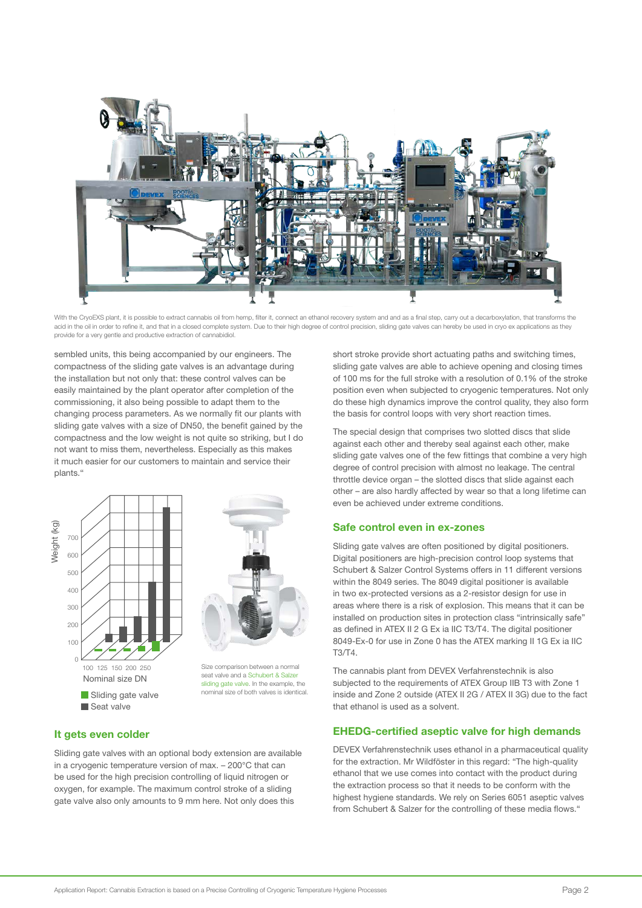With the CryoEXS plant, it is possible to extract cannabis oil from hemp, filter it, connect an ethanol recovery system and and as a final step, carry out a decarboxylation, that transforms the acid in the oil in order to refine it, and that in a closed complete system. Due to their high degree of control precision, sliding gate valves can hereby be used in cryo ex applications as they provide for a very gentle and productive extraction of cannabidiol.

sembled units, this being accompanied by our engineers. The compactness of the sliding gate valves is an advantage during the installation but not only that: these control valves can be easily maintained by the plant operator after completion of the commissioning, it also being possible to adapt them to the changing process parameters. As we normally fit our plants with sliding gate valves with a size of DN50, the benefit gained by the compactness and the low weight is not quite so striking, but I do not want to miss them, nevertheless. Especially as this makes it much easier for our customers to maintain and service their plants."

Weight (kg): 0, 100, 200, 300, 400, 500, 600, 700

Nominal size DN: 100, 125, 150, 200, 250

- Sliding gate valve
- Seat valve

Size comparison between a normal seat valve and a Schubert & Salzer sliding gate valve. In the example, the nominal size of both valves is identical.

## It gets even colder

Sliding gate valves with an optional body extension are available in a cryogenic temperature version of max. – 200°C that can be used for the high precision controlling of liquid nitrogen or oxygen, for example. The maximum control stroke of a sliding gate valve also only amounts to 9 mm here. Not only does this short stroke provide short actuating paths and switching times, sliding gate valves are able to achieve opening and closing times of 100 ms for the full stroke with a resolution of 0.1% of the stroke position even when subjected to cryogenic temperatures. Not only do these high dynamics improve the control quality, they also form the basis for control loops with very short reaction times.

The special design that comprises two slotted discs that slide against each other and thereby seal against each other, make sliding gate valves one of the few fittings that combine a very high degree of control precision with almost no leakage. The central throttle device organ – the slotted discs that slide against each other – are also hardly affected by wear so that a long lifetime can even be achieved under extreme conditions.

## Safe control even in ex-zones

Sliding gate valves are often positioned by digital positioners. Digital positioners are high-precision control loop systems that Schubert & Salzer Control Systems offers in 11 different versions within the 8049 series. The 8049 digital positioner is available in two ex-protected versions as a 2-resistor design for use in areas where there is a risk of explosion. This means that it can be installed on production sites in protection class "intrinsically safe" as defined in ATEX II 2 G Ex ia IIC T3/T4. The digital positioner 8049-Ex-0 for use in Zone 0 has the ATEX marking II 1G Ex ia IIC T3/T4.

The cannabis plant from DEVEX Verfahrenstechnik is also subjected to the requirements of ATEX Group IIB T3 with Zone 1 inside and Zone 2 outside (ATEX II 2G / ATEX II 3G) due to the fact that ethanol is used as a solvent.

## EHEDG-certified aseptic valve for high demands

DEVEX Verfahrenstechnik uses ethanol in a pharmaceutical quality for the extraction. Mr Wildföster in this regard: "The high-quality ethanol that we use comes into contact with the product during the extraction process so that it needs to be conform with the highest hygiene standards. We rely on Series 6051 aseptic valves from Schubert & Salzer for the controlling of these media flows."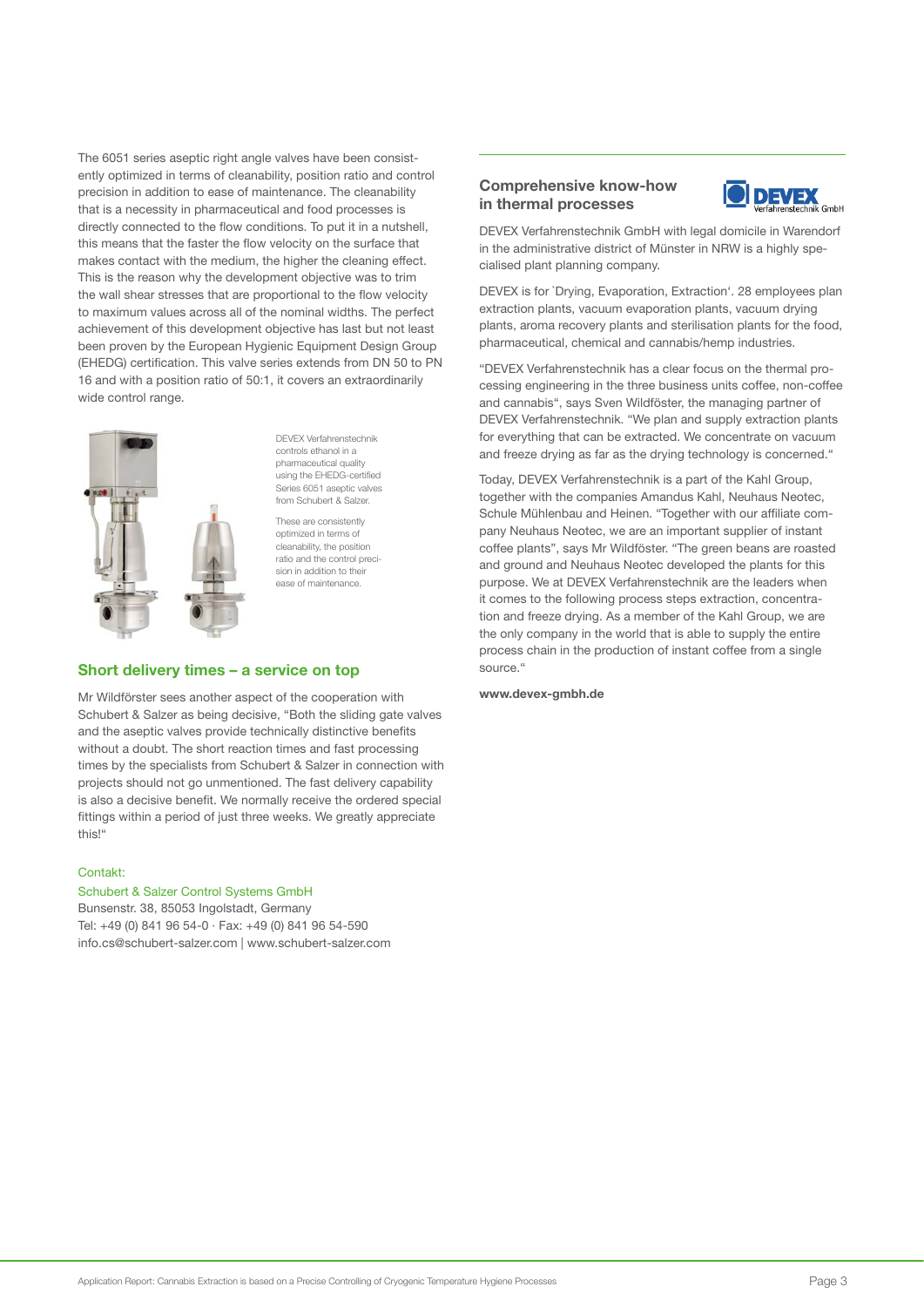The 6051 series aseptic right angle valves have been consistently optimized in terms of cleanability, position ratio and control precision in addition to ease of maintenance. The cleanability that is a necessity in pharmaceutical and food processes is directly connected to the flow conditions. To put it in a nutshell, this means that the faster the flow velocity on the surface that makes contact with the medium, the higher the cleaning effect. This is the reason why the development objective was to trim the wall shear stresses that are proportional to the flow velocity to maximum values across all of the nominal widths. The perfect achievement of this development objective has last but not least been proven by the European Hygienic Equipment Design Group (EHEDG) certification. This valve series extends from DN 50 to PN 16 and with a position ratio of 50:1, it covers an extraordinarily wide control range.

DEVEX Verfahrenstechnik controls ethanol in a pharmaceutical quality using the EHEDG-certified Series 6051 aseptic valves from Schubert & Salzer.

These are consistently optimized in terms of cleanability, the position ratio and the control precision in addition to their ease of maintenance.

## Short delivery times – a service on top

Mr Wildförster sees another aspect of the cooperation with Schubert & Salzer as being decisive, "Both the sliding gate valves and the aseptic valves provide technically distinctive benefits without a doubt. The short reaction times and fast processing times by the specialists from Schubert & Salzer in connection with projects should not go unmentioned. The fast delivery capability is also a decisive benefit. We normally receive the ordered special fittings within a period of just three weeks. We greatly appreciate this!"

Contakt:

Schubert & Salzer Control Systems GmbH
Bunsenstr. 38, 85053 Ingolstadt, Germany
Tel: +49 (0) 841 96 54-0 · Fax: +49 (0) 841 96 54-590
info.cs@schubert-salzer.com | www.schubert-salzer.com

## Comprehensive know-how in thermal processes

DEVEX Verfahrenstechnik GmbH

DEVEX Verfahrenstechnik GmbH with legal domicile in Warendorf in the administrative district of Münster in NRW is a highly specialised plant planning company.

DEVEX is for `Drying, Evaporation, Extraction'. 28 employees plan extraction plants, vacuum evaporation plants, vacuum drying plants, aroma recovery plants and sterilisation plants for the food, pharmaceutical, chemical and cannabis/hemp industries.

"DEVEX Verfahrenstechnik has a clear focus on the thermal processing engineering in the three business units coffee, non-coffee and cannabis", says Sven Wildföster, the managing partner of DEVEX Verfahrenstechnik. "We plan and supply extraction plants for everything that can be extracted. We concentrate on vacuum and freeze drying as far as the drying technology is concerned."

Today, DEVEX Verfahrenstechnik is a part of the Kahl Group, together with the companies Amandus Kahl, Neuhaus Neotec, Schule Mühlenbau and Heinen. "Together with our affiliate company Neuhaus Neotec, we are an important supplier of instant coffee plants", says Mr Wildföster. "The green beans are roasted and ground and Neuhaus Neotec developed the plants for this purpose. We at DEVEX Verfahrenstechnik are the leaders when it comes to the following process steps extraction, concentration and freeze drying. As a member of the Kahl Group, we are the only company in the world that is able to supply the entire process chain in the production of instant coffee from a single source."

**www.devex-gmbh.de**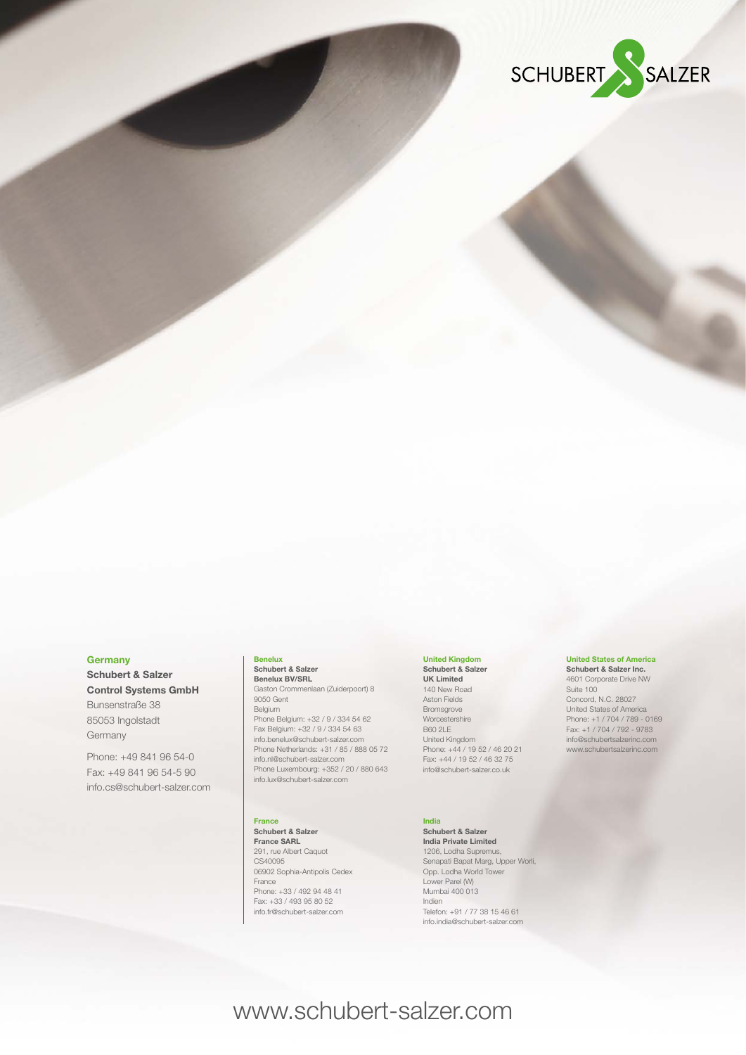**Germany**

**Schubert & Salzer Control Systems GmbH**
Bunsenstraße 38
85053 Ingolstadt
Germany

Phone: +49 841 96 54-0
Fax: +49 841 96 54-5 90
info.cs@schubert-salzer.com

**Benelux**

**Schubert & Salzer Benelux BV/SRL**
Gaston Crommenlaan (Zuiderpoort) 8
9050 Gent
Belgium
Phone Belgium: +32 / 9 / 334 54 62
Fax Belgium: +32 / 9 / 334 54 63
info.benelux@schubert-salzer.com
Phone Netherlands: +31 / 85 / 888 05 72
info.nl@schubert-salzer.com
Phone Luxembourg: +352 / 20 / 880 643
info.lux@schubert-salzer.com

**France**

**Schubert & Salzer France SARL**
291, rue Albert Caquot
CS40095
06902 Sophia-Antipolis Cedex
France
Phone: +33 / 492 94 48 41
Fax: +33 / 493 95 80 52
info.fr@schubert-salzer.com

**United Kingdom**

**Schubert & Salzer UK Limited**
140 New Road
Aston Fields
Bromsgrove
Worcestershire
B60 2LE
United Kingdom
Phone: +44 / 19 52 / 46 20 21
Fax: +44 / 19 52 / 46 32 75
info@schubert-salzer.co.uk

**India**

**Schubert & Salzer India Private Limited**
1206, Lodha Supremus,
Senapati Bapat Marg, Upper Worli,
Opp. Lodha World Tower
Lower Parel (W)
Mumbai 400 013
Indien
Telefon: +91 / 77 38 15 46 61
info.india@schubert-salzer.com

**United States of America**

**Schubert & Salzer Inc.**
4601 Corporate Drive NW
Suite 100
Concord, N.C. 28027
United States of America
Phone: +1 / 704 / 789 - 0169
Fax: +1 / 704 / 792 - 9783
info@schubertsalzerinc.com
www.schubertsalzerinc.com

www.schubert-salzer.com